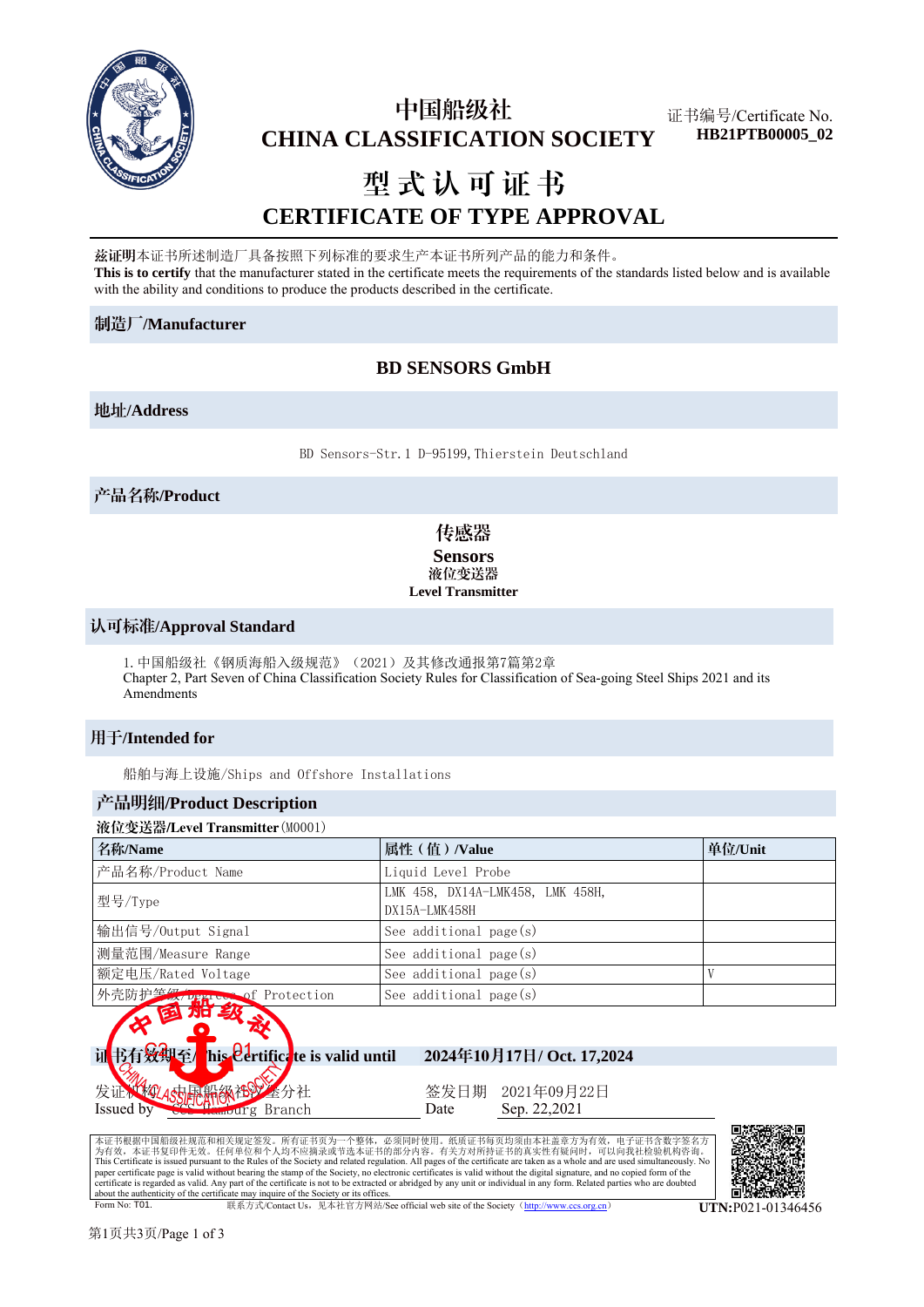# 中国船级社
# CHINA CLASSIFICATION SOCIETY

证书编号/Certificate No.
**HB21PTB00005_02**

# 型式认可证书
# CERTIFICATE OF TYPE APPROVAL

**兹证明**本证书所述制造厂具备按照下列标准的要求生产本证书所列产品的能力和条件。
**This is to certify** that the manufacturer stated in the certificate meets the requirements of the standards listed below and is available with the ability and conditions to produce the products described in the certificate.

## 制造厂/Manufacturer

**BD SENSORS GmbH**

## 地址/Address

BD Sensors-Str.1 D-95199,Thierstein Deutschland

## 产品名称/Product

**传感器**
**Sensors**
**液位变送器**
**Level Transmitter**

## 认可标准/Approval Standard

1. 中国船级社《钢质海船入级规范》（2021）及其修改通报第7篇第2章
Chapter 2, Part Seven of China Classification Society Rules for Classification of Sea-going Steel Ships 2021 and its Amendments

## 用于/Intended for

船舶与海上设施/Ships and Offshore Installations

## 产品明细/Product Description

**液位变送器/Level Transmitter**(M0001)

| 名称/Name | 属性（值）/Value | 单位/Unit |
|---|---|---|
| 产品名称/Product Name | Liquid Level Probe | |
| 型号/Type | LMK 458, DX14A-LMK458, LMK 458H, DX15A-LMK458H | |
| 输出信号/Output Signal | See additional page(s) | |
| 测量范围/Measure Range | See additional page(s) | |
| 额定电压/Rated Voltage | See additional page(s) | V |
| 外壳防护等级/Degree of Protection | See additional page(s) | |

**证书有效期至/This Certificate is valid until** **2024年10月17日/ Oct. 17,2024**

发证机构 中国船级社汉堡分社
Issued by CCS Hamburg Branch

签发日期 2021年09月22日
Date Sep. 22,2021

本证书根据中国船级社规范和相关规定签发。所有证书页为一个整体，必须同时使用。纸质证书每页均须由本社盖章方为有效，电子证书含数字签名方为有效，本证书复印件无效。任何单位和个人均不应摘录或节选本证书的部分内容。有关方对所持证书的真实性有疑问时，可以向我社检验机构咨询。
This Certificate is issued pursuant to the Rules of the Society and related regulation. All pages of the certificate are taken as a whole and are used simultaneously. No paper certificate page is valid without bearing the stamp of the Society, no electronic certificates is valid without the digital signature, and no copied form of the certificate is regarded as valid. Any part of the certificate is not to be extracted or abridged by any unit or individual in any form. Related parties who are doubted about the authenticity of the certificate may inquire of the Society or its offices.

Form No: T01.

联系方式/Contact Us，见本社官方网站/See official web site of the Society（http://www.ccs.org.cn）

**UTN:**P021-01346456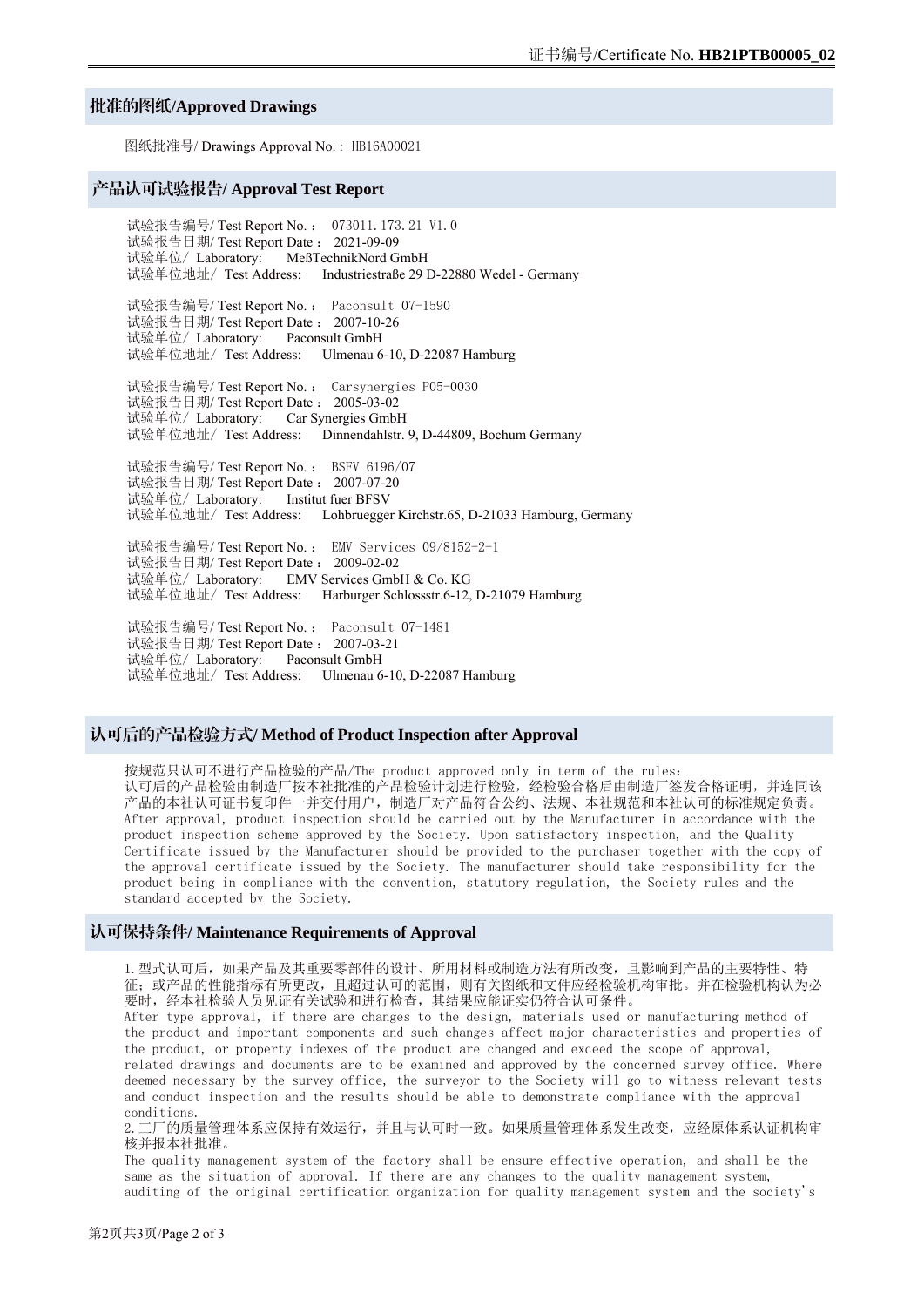## 批准的图纸/Approved Drawings

图纸批准号/ Drawings Approval No.： HB16A00021

## 产品认可试验报告/ Approval Test Report

试验报告编号/ Test Report No.： 073011.173.21 V1.0
试验报告日期/ Test Report Date： 2021-09-09
试验单位/ Laboratory: MeßTechnikNord GmbH
试验单位地址/ Test Address: Industriestraße 29 D-22880 Wedel - Germany

试验报告编号/ Test Report No.： Paconsult 07-1590
试验报告日期/ Test Report Date： 2007-10-26
试验单位/ Laboratory: Paconsult GmbH
试验单位地址/ Test Address: Ulmenau 6-10, D-22087 Hamburg

试验报告编号/ Test Report No.： Carsynergies P05-0030
试验报告日期/ Test Report Date： 2005-03-02
试验单位/ Laboratory: Car Synergies GmbH
试验单位地址/ Test Address: Dinnendahlstr. 9, D-44809, Bochum Germany

试验报告编号/ Test Report No.： BSFV 6196/07
试验报告日期/ Test Report Date： 2007-07-20
试验单位/ Laboratory: Institut fuer BFSV
试验单位地址/ Test Address: Lohbruegger Kirchstr.65, D-21033 Hamburg, Germany

试验报告编号/ Test Report No.： EMV Services 09/8152-2-1
试验报告日期/ Test Report Date： 2009-02-02
试验单位/ Laboratory: EMV Services GmbH & Co. KG
试验单位地址/ Test Address: Harburger Schlossstr.6-12, D-21079 Hamburg

试验报告编号/ Test Report No.： Paconsult 07-1481
试验报告日期/ Test Report Date： 2007-03-21
试验单位/ Laboratory: Paconsult GmbH
试验单位地址/ Test Address: Ulmenau 6-10, D-22087 Hamburg

## 认可后的产品检验方式/ Method of Product Inspection after Approval

按规范只认可不进行产品检验的产品/The product approved only in term of the rules:
认可后的产品检验由制造厂按本社批准的产品检验计划进行检验，经检验合格后由制造厂签发合格证明，并连同该产品的本社认可证书复印件一并交付用户，制造厂对产品符合公约、法规、本社规范和本社认可的标准规定负责。
After approval, product inspection should be carried out by the Manufacturer in accordance with the product inspection scheme approved by the Society. Upon satisfactory inspection, and the Quality Certificate issued by the Manufacturer should be provided to the purchaser together with the copy of the approval certificate issued by the Society. The manufacturer should take responsibility for the product being in compliance with the convention, statutory regulation, the Society rules and the standard accepted by the Society.

## 认可保持条件/ Maintenance Requirements of Approval

1.型式认可后，如果产品及其重要零部件的设计、所用材料或制造方法有所改变，且影响到产品的主要特性、特征；或产品的性能指标有所更改，且超过认可的范围，则有关图纸和文件应经检验机构审批。并在检验机构认为必要时，经本社检验人员见证有关试验和进行检查，其结果应能证实仍符合认可条件。
After type approval, if there are changes to the design, materials used or manufacturing method of the product and important components and such changes affect major characteristics and properties of the product, or property indexes of the product are changed and exceed the scope of approval, related drawings and documents are to be examined and approved by the concerned survey office. Where deemed necessary by the survey office, the surveyor to the Society will go to witness relevant tests and conduct inspection and the results should be able to demonstrate compliance with the approval conditions.
2.工厂的质量管理体系应保持有效运行，并且与认可时一致。如果质量管理体系发生改变，应经原体系认证机构审核并报本社批准。
The quality management system of the factory shall be ensure effective operation, and shall be the same as the situation of approval. If there are any changes to the quality management system, auditing of the original certification organization for quality management system and the society's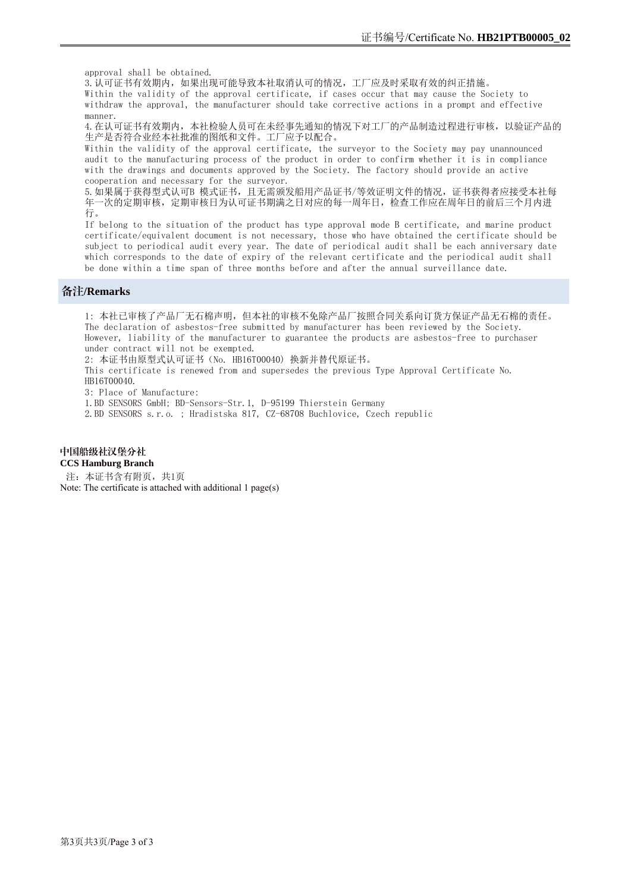approval shall be obtained.

3.认可证书有效期内，如果出现可能导致本社取消认可的情况，工厂应及时采取有效的纠正措施。
Within the validity of the approval certificate, if cases occur that may cause the Society to withdraw the approval, the manufacturer should take corrective actions in a prompt and effective manner.

4.在认可证书有效期内，本社检验人员可在未经事先通知的情况下对工厂的产品制造过程进行审核，以验证产品的生产是否符合业经本社批准的图纸和文件。工厂应予以配合。
Within the validity of the approval certificate, the surveyor to the Society may pay unannounced audit to the manufacturing process of the product in order to confirm whether it is in compliance with the drawings and documents approved by the Society. The factory should provide an active cooperation and necessary for the surveyor.

5.如果属于获得型式认可B 模式证书，且无需颁发船用产品证书/等效证明文件的情况，证书获得者应接受本社每年一次的定期审核，定期审核日为认可证书期满之日对应的每一周年日，检查工作应在周年日的前后三个月内进行。
If belong to the situation of the product has type approval mode B certificate, and marine product certificate/equivalent document is not necessary, those who have obtained the certificate should be subject to periodical audit every year. The date of periodical audit shall be each anniversary date which corresponds to the date of expiry of the relevant certificate and the periodical audit shall be done within a time span of three months before and after the annual surveillance date.

## 备注/Remarks

1: 本社已审核了产品厂无石棉声明，但本社的审核不免除产品厂按照合同关系向订货方保证产品无石棉的责任。
The declaration of asbestos-free submitted by manufacturer has been reviewed by the Society. However, liability of the manufacturer to guarantee the products are asbestos-free to purchaser under contract will not be exempted.

2: 本证书由原型式认可证书（No. HB16T00040）换新并替代原证书。
This certificate is renewed from and supersedes the previous Type Approval Certificate No. HB16T00040.

3: Place of Manufacture:

1.BD SENSORS GmbH; BD-Sensors-Str.1, D-95199 Thierstein Germany

2.BD SENSORS s.r.o. ; Hradistska 817, CZ-68708 Buchlovice, Czech republic

**中国船级社汉堡分社**
**CCS Hamburg Branch**

注：本证书含有附页，共1页
Note: The certificate is attached with additional 1 page(s)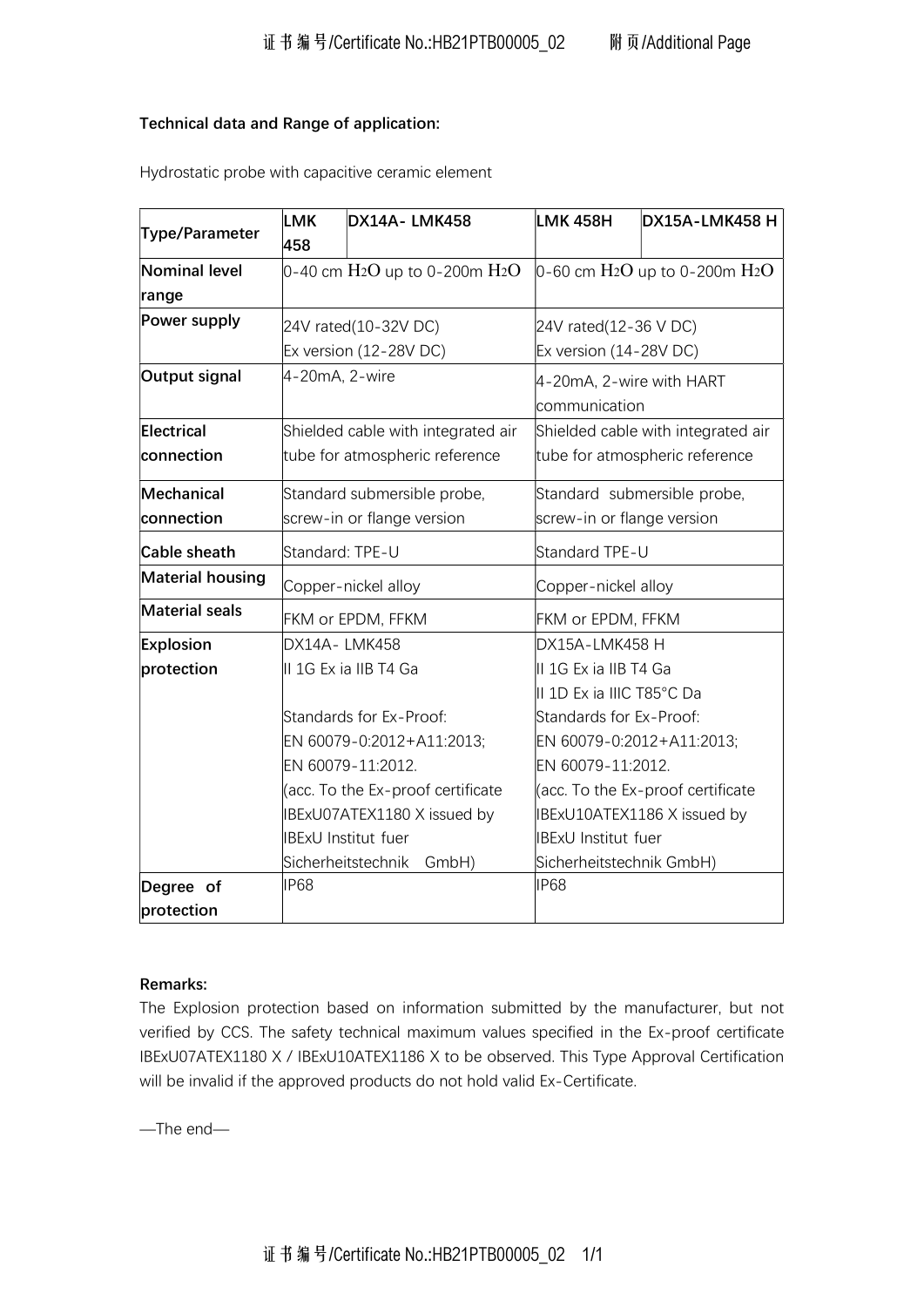**Technical data and Range of application:**

Hydrostatic probe with capacitive ceramic element

| Type/Parameter | LMK 458 | DX14A- LMK458 | LMK 458H | DX15A-LMK458 H |
|---|---|---|---|---|
| Nominal level range | 0-40 cm $H_2O$ up to 0-200m $H_2O$ | | 0-60 cm $H_2O$ up to 0-200m $H_2O$ | |
| Power supply | 24V rated(10-32V DC)<br>Ex version (12-28V DC) | | 24V rated(12-36 V DC)<br>Ex version (14-28V DC) | |
| Output signal | 4-20mA, 2-wire | | 4-20mA, 2-wire with HART communication | |
| Electrical connection | Shielded cable with integrated air tube for atmospheric reference | | Shielded cable with integrated air tube for atmospheric reference | |
| Mechanical connection | Standard submersible probe, screw-in or flange version | | Standard submersible probe, screw-in or flange version | |
| Cable sheath | Standard: TPE-U | | Standard TPE-U | |
| Material housing | Copper-nickel alloy | | Copper-nickel alloy | |
| Material seals | FKM or EPDM, FFKM | | FKM or EPDM, FFKM | |
| Explosion protection | DX14A- LMK458<br>II 1G Ex ia IIB T4 Ga<br><br>Standards for Ex-Proof:<br>EN 60079-0:2012+A11:2013;<br>EN 60079-11:2012.<br>(acc. To the Ex-proof certificate IBExU07ATEX1180 X issued by IBExU Institut fuer Sicherheitstechnik GmbH) | | DX15A-LMK458 H<br>II 1G Ex ia IIB T4 Ga<br>II 1D Ex ia IIIC T85°C Da<br>Standards for Ex-Proof:<br>EN 60079-0:2012+A11:2013;<br>EN 60079-11:2012.<br>(acc. To the Ex-proof certificate IBExU10ATEX1186 X issued by IBExU Institut fuer Sicherheitstechnik GmbH) | |
| Degree of protection | IP68 | | IP68 | |

**Remarks:**

The Explosion protection based on information submitted by the manufacturer, but not verified by CCS. The safety technical maximum values specified in the Ex-proof certificate IBExU07ATEX1180 X / IBExU10ATEX1186 X to be observed. This Type Approval Certification will be invalid if the approved products do not hold valid Ex-Certificate.

—The end—